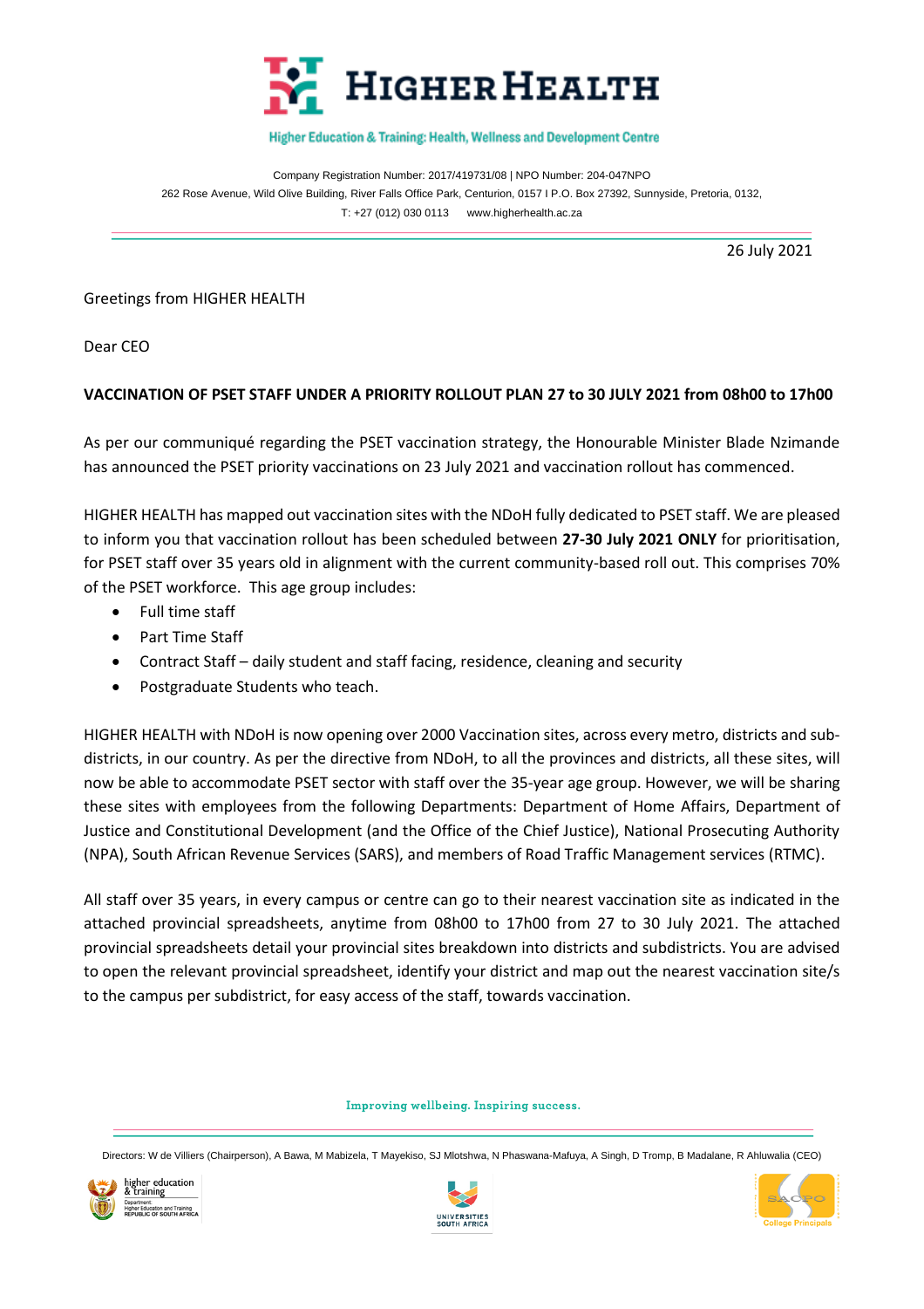# HIGHER HEALTH

Higher Education & Training: Health, Wellness and Development Centre

Company Registration Number: 2017/419731/08 | NPO Number: 204-047NPO
262 Rose Avenue, Wild Olive Building, River Falls Office Park, Centurion, 0157 I P.O. Box 27392, Sunnyside, Pretoria, 0132,
T: +27 (012) 030 0113 www.higherhealth.ac.za

26 July 2021

Greetings from HIGHER HEALTH

Dear CEO

**VACCINATION OF PSET STAFF UNDER A PRIORITY ROLLOUT PLAN 27 to 30 JULY 2021 from 08h00 to 17h00**

As per our communiqué regarding the PSET vaccination strategy, the Honourable Minister Blade Nzimande has announced the PSET priority vaccinations on 23 July 2021 and vaccination rollout has commenced.

HIGHER HEALTH has mapped out vaccination sites with the NDoH fully dedicated to PSET staff. We are pleased to inform you that vaccination rollout has been scheduled between **27-30 July 2021 ONLY** for prioritisation, for PSET staff over 35 years old in alignment with the current community-based roll out. This comprises 70% of the PSET workforce. This age group includes:

- Full time staff
- Part Time Staff
- Contract Staff – daily student and staff facing, residence, cleaning and security
- Postgraduate Students who teach.

HIGHER HEALTH with NDoH is now opening over 2000 Vaccination sites, across every metro, districts and sub-districts, in our country. As per the directive from NDoH, to all the provinces and districts, all these sites, will now be able to accommodate PSET sector with staff over the 35-year age group. However, we will be sharing these sites with employees from the following Departments: Department of Home Affairs, Department of Justice and Constitutional Development (and the Office of the Chief Justice), National Prosecuting Authority (NPA), South African Revenue Services (SARS), and members of Road Traffic Management services (RTMC).

All staff over 35 years, in every campus or centre can go to their nearest vaccination site as indicated in the attached provincial spreadsheets, anytime from 08h00 to 17h00 from 27 to 30 July 2021. The attached provincial spreadsheets detail your provincial sites breakdown into districts and subdistricts. You are advised to open the relevant provincial spreadsheet, identify your district and map out the nearest vaccination site/s to the campus per subdistrict, for easy access of the staff, towards vaccination.

Improving wellbeing. Inspiring success.

Directors: W de Villiers (Chairperson), A Bawa, M Mabizela, T Mayekiso, SJ Mlotshwa, N Phaswana-Mafuya, A Singh, D Tromp, B Madalane, R Ahluwalia (CEO)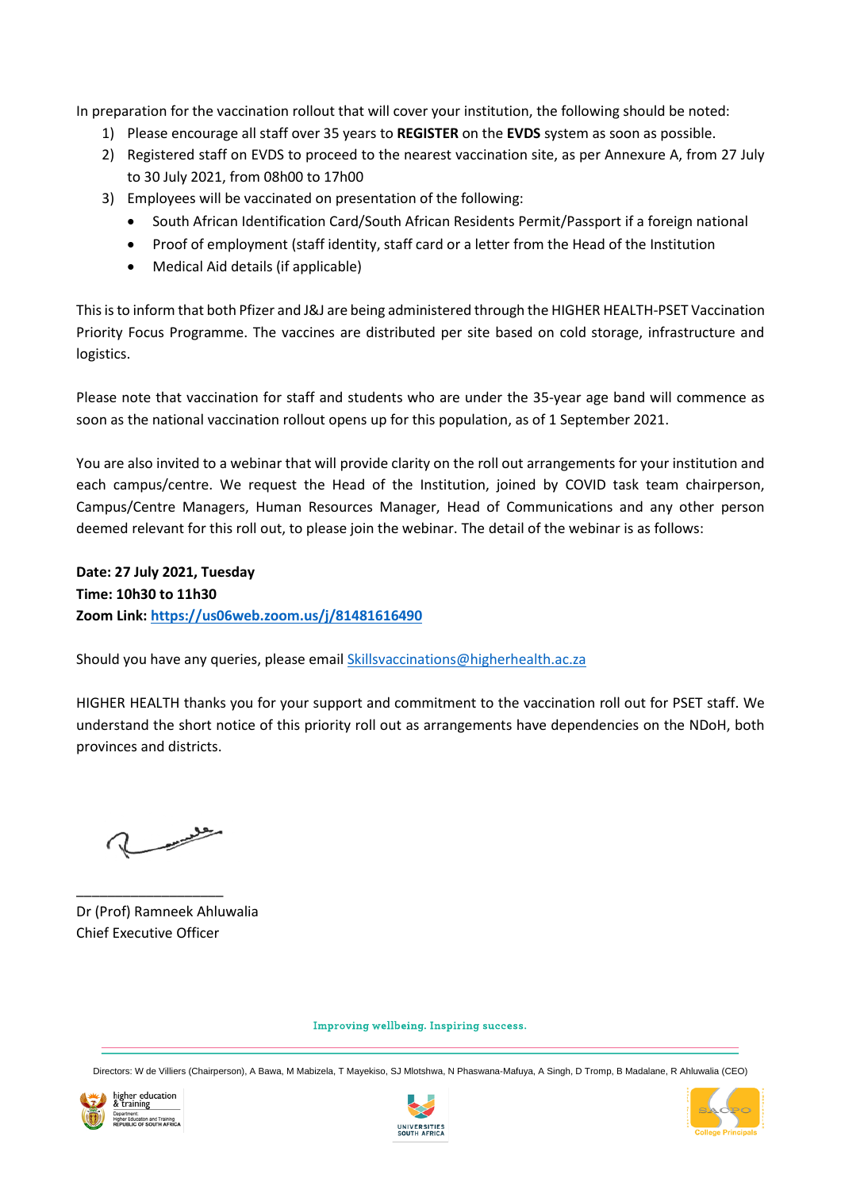In preparation for the vaccination rollout that will cover your institution, the following should be noted:

1) Please encourage all staff over 35 years to **REGISTER** on the **EVDS** system as soon as possible.
2) Registered staff on EVDS to proceed to the nearest vaccination site, as per Annexure A, from 27 July to 30 July 2021, from 08h00 to 17h00
3) Employees will be vaccinated on presentation of the following:
   - South African Identification Card/South African Residents Permit/Passport if a foreign national
   - Proof of employment (staff identity, staff card or a letter from the Head of the Institution
   - Medical Aid details (if applicable)

This is to inform that both Pfizer and J&J are being administered through the HIGHER HEALTH-PSET Vaccination Priority Focus Programme. The vaccines are distributed per site based on cold storage, infrastructure and logistics.

Please note that vaccination for staff and students who are under the 35-year age band will commence as soon as the national vaccination rollout opens up for this population, as of 1 September 2021.

You are also invited to a webinar that will provide clarity on the roll out arrangements for your institution and each campus/centre. We request the Head of the Institution, joined by COVID task team chairperson, Campus/Centre Managers, Human Resources Manager, Head of Communications and any other person deemed relevant for this roll out, to please join the webinar. The detail of the webinar is as follows:

**Date: 27 July 2021, Tuesday**
**Time: 10h30 to 11h30**
**Zoom Link: https://us06web.zoom.us/j/81481616490**

Should you have any queries, please email Skillsvaccinations@higherhealth.ac.za

HIGHER HEALTH thanks you for your support and commitment to the vaccination roll out for PSET staff. We understand the short notice of this priority roll out as arrangements have dependencies on the NDoH, both provinces and districts.

\_\_\_\_\_\_\_\_\_\_\_\_\_\_\_\_\_\_\_\_

Dr (Prof) Ramneek Ahluwalia
Chief Executive Officer

Improving wellbeing. Inspiring success.

Directors: W de Villiers (Chairperson), A Bawa, M Mabizela, T Mayekiso, SJ Mlotshwa, N Phaswana-Mafuya, A Singh, D Tromp, B Madalane, R Ahluwalia (CEO)